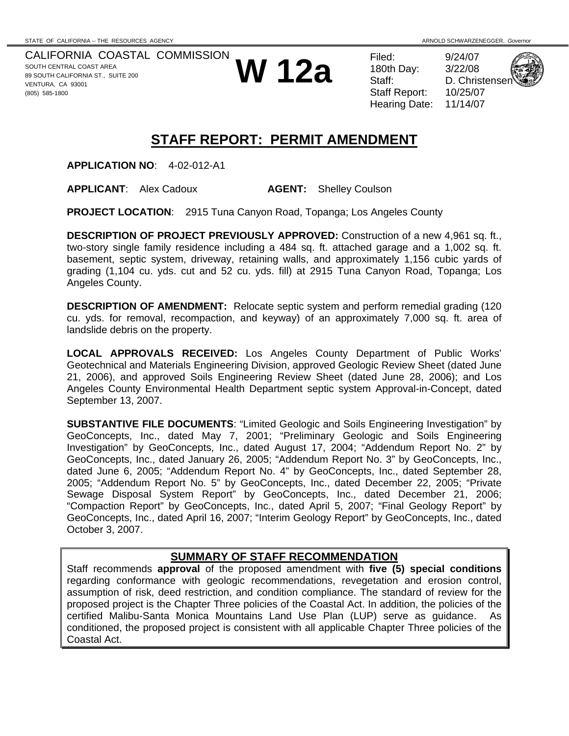STATE OF CALIFORNIA -- THE RESOURCES AGENCY ARNOLD SCHWARZENEGGER, *Governor*

CALIFORNIA COASTAL COMMISSION
SOUTH CENTRAL COAST AREA
89 SOUTH CALIFORNIA ST., SUITE 200
VENTURA, CA 93001
(805) 585-1800

# W 12a

Filed: 9/24/07
180th Day: 3/22/08
Staff: D. Christensen
Staff Report: 10/25/07
Hearing Date: 11/14/07

## STAFF REPORT: PERMIT AMENDMENT

**APPLICATION NO**: 4-02-012-A1

**APPLICANT**: Alex Cadoux **AGENT:** Shelley Coulson

**PROJECT LOCATION**: 2915 Tuna Canyon Road, Topanga; Los Angeles County

**DESCRIPTION OF PROJECT PREVIOUSLY APPROVED:** Construction of a new 4,961 sq. ft., two-story single family residence including a 484 sq. ft. attached garage and a 1,002 sq. ft. basement, septic system, driveway, retaining walls, and approximately 1,156 cubic yards of grading (1,104 cu. yds. cut and 52 cu. yds. fill) at 2915 Tuna Canyon Road, Topanga; Los Angeles County.

**DESCRIPTION OF AMENDMENT:** Relocate septic system and perform remedial grading (120 cu. yds. for removal, recompaction, and keyway) of an approximately 7,000 sq. ft. area of landslide debris on the property.

**LOCAL APPROVALS RECEIVED:** Los Angeles County Department of Public Works' Geotechnical and Materials Engineering Division, approved Geologic Review Sheet (dated June 21, 2006), and approved Soils Engineering Review Sheet (dated June 28, 2006); and Los Angeles County Environmental Health Department septic system Approval-in-Concept, dated September 13, 2007.

**SUBSTANTIVE FILE DOCUMENTS**: "Limited Geologic and Soils Engineering Investigation" by GeoConcepts, Inc., dated May 7, 2001; "Preliminary Geologic and Soils Engineering Investigation" by GeoConcepts, Inc., dated August 17, 2004; "Addendum Report No. 2" by GeoConcepts, Inc., dated January 26, 2005; "Addendum Report No. 3" by GeoConcepts, Inc., dated June 6, 2005; "Addendum Report No. 4" by GeoConcepts, Inc., dated September 28, 2005; "Addendum Report No. 5" by GeoConcepts, Inc., dated December 22, 2005; "Private Sewage Disposal System Report" by GeoConcepts, Inc., dated December 21, 2006; "Compaction Report" by GeoConcepts, Inc., dated April 5, 2007; "Final Geology Report" by GeoConcepts, Inc., dated April 16, 2007; "Interim Geology Report" by GeoConcepts, Inc., dated October 3, 2007.

### SUMMARY OF STAFF RECOMMENDATION

Staff recommends **approval** of the proposed amendment with **five (5) special conditions** regarding conformance with geologic recommendations, revegetation and erosion control, assumption of risk, deed restriction, and condition compliance. The standard of review for the proposed project is the Chapter Three policies of the Coastal Act. In addition, the policies of the certified Malibu-Santa Monica Mountains Land Use Plan (LUP) serve as guidance. As conditioned, the proposed project is consistent with all applicable Chapter Three policies of the Coastal Act.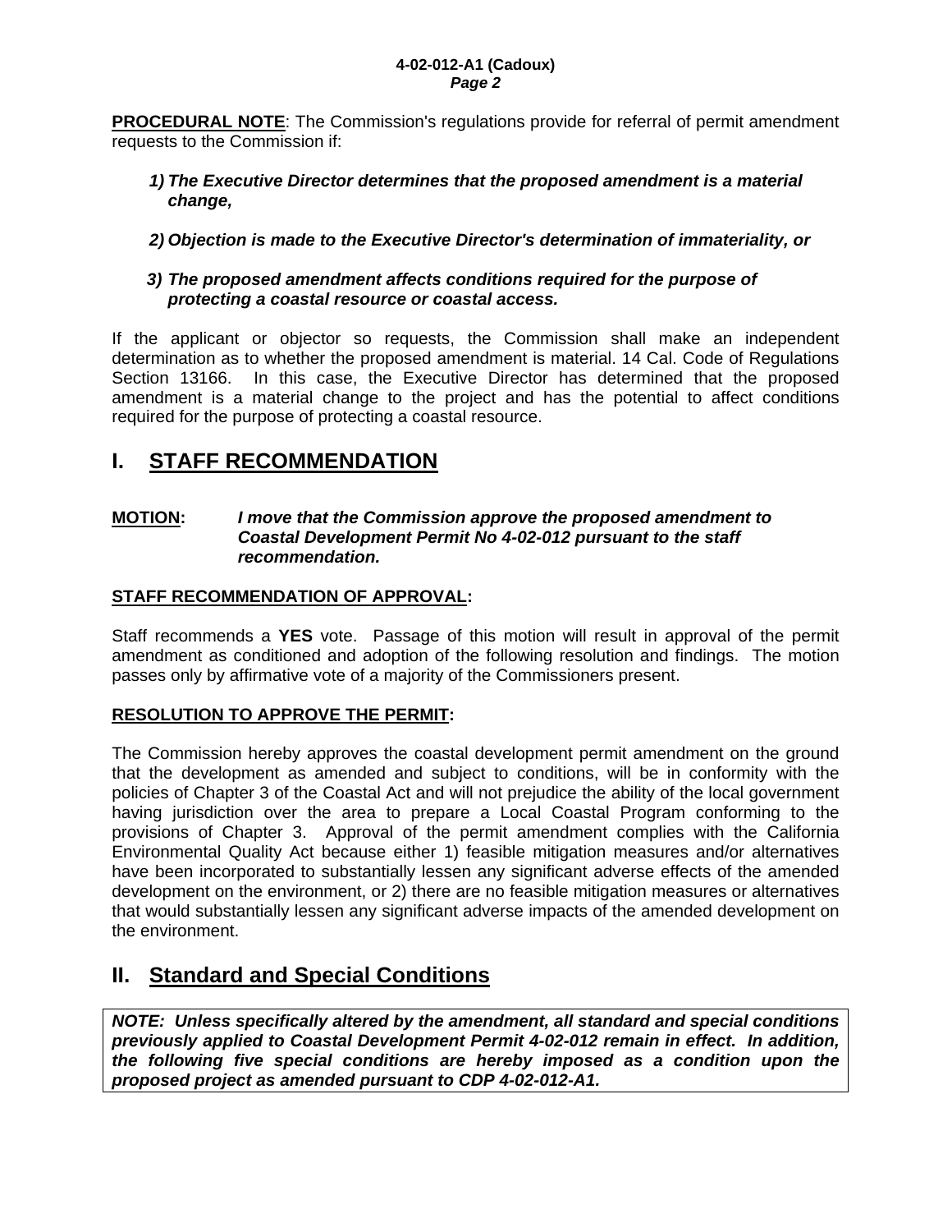**PROCEDURAL NOTE**: The Commission's regulations provide for referral of permit amendment requests to the Commission if:

1) ***The Executive Director determines that the proposed amendment is a material change,***

2) ***Objection is made to the Executive Director's determination of immateriality, or***

3) ***The proposed amendment affects conditions required for the purpose of protecting a coastal resource or coastal access.***

If the applicant or objector so requests, the Commission shall make an independent determination as to whether the proposed amendment is material. 14 Cal. Code of Regulations Section 13166. In this case, the Executive Director has determined that the proposed amendment is a material change to the project and has the potential to affect conditions required for the purpose of protecting a coastal resource.

# I. STAFF RECOMMENDATION

**MOTION:** ***I move that the Commission approve the proposed amendment to Coastal Development Permit No 4-02-012 pursuant to the staff recommendation.***

**STAFF RECOMMENDATION OF APPROVAL:**

Staff recommends a **YES** vote. Passage of this motion will result in approval of the permit amendment as conditioned and adoption of the following resolution and findings. The motion passes only by affirmative vote of a majority of the Commissioners present.

**RESOLUTION TO APPROVE THE PERMIT:**

The Commission hereby approves the coastal development permit amendment on the ground that the development as amended and subject to conditions, will be in conformity with the policies of Chapter 3 of the Coastal Act and will not prejudice the ability of the local government having jurisdiction over the area to prepare a Local Coastal Program conforming to the provisions of Chapter 3. Approval of the permit amendment complies with the California Environmental Quality Act because either 1) feasible mitigation measures and/or alternatives have been incorporated to substantially lessen any significant adverse effects of the amended development on the environment, or 2) there are no feasible mitigation measures or alternatives that would substantially lessen any significant adverse impacts of the amended development on the environment.

# II. Standard and Special Conditions

***NOTE: Unless specifically altered by the amendment, all standard and special conditions previously applied to Coastal Development Permit 4-02-012 remain in effect. In addition, the following five special conditions are hereby imposed as a condition upon the proposed project as amended pursuant to CDP 4-02-012-A1.***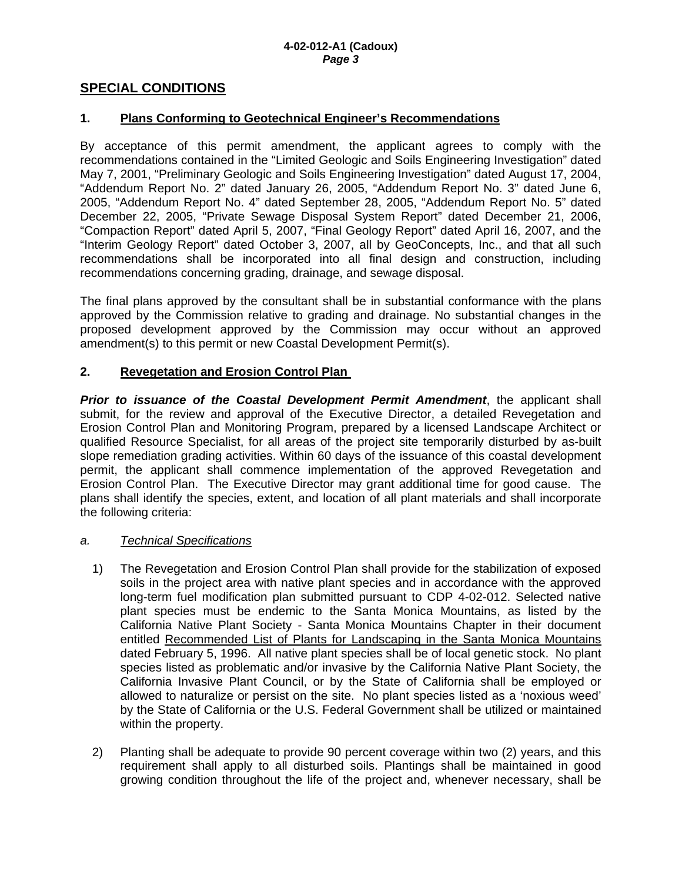## SPECIAL CONDITIONS

### 1. Plans Conforming to Geotechnical Engineer's Recommendations

By acceptance of this permit amendment, the applicant agrees to comply with the recommendations contained in the "Limited Geologic and Soils Engineering Investigation" dated May 7, 2001, "Preliminary Geologic and Soils Engineering Investigation" dated August 17, 2004, "Addendum Report No. 2" dated January 26, 2005, "Addendum Report No. 3" dated June 6, 2005, "Addendum Report No. 4" dated September 28, 2005, "Addendum Report No. 5" dated December 22, 2005, "Private Sewage Disposal System Report" dated December 21, 2006, "Compaction Report" dated April 5, 2007, "Final Geology Report" dated April 16, 2007, and the "Interim Geology Report" dated October 3, 2007, all by GeoConcepts, Inc., and that all such recommendations shall be incorporated into all final design and construction, including recommendations concerning grading, drainage, and sewage disposal.

The final plans approved by the consultant shall be in substantial conformance with the plans approved by the Commission relative to grading and drainage. No substantial changes in the proposed development approved by the Commission may occur without an approved amendment(s) to this permit or new Coastal Development Permit(s).

### 2. Revegetation and Erosion Control Plan

***Prior to issuance of the Coastal Development Permit Amendment***, the applicant shall submit, for the review and approval of the Executive Director, a detailed Revegetation and Erosion Control Plan and Monitoring Program, prepared by a licensed Landscape Architect or qualified Resource Specialist, for all areas of the project site temporarily disturbed by as-built slope remediation grading activities. Within 60 days of the issuance of this coastal development permit, the applicant shall commence implementation of the approved Revegetation and Erosion Control Plan. The Executive Director may grant additional time for good cause. The plans shall identify the species, extent, and location of all plant materials and shall incorporate the following criteria:

*a. Technical Specifications*

1) The Revegetation and Erosion Control Plan shall provide for the stabilization of exposed soils in the project area with native plant species and in accordance with the approved long-term fuel modification plan submitted pursuant to CDP 4-02-012. Selected native plant species must be endemic to the Santa Monica Mountains, as listed by the California Native Plant Society - Santa Monica Mountains Chapter in their document entitled Recommended List of Plants for Landscaping in the Santa Monica Mountains dated February 5, 1996. All native plant species shall be of local genetic stock. No plant species listed as problematic and/or invasive by the California Native Plant Society, the California Invasive Plant Council, or by the State of California shall be employed or allowed to naturalize or persist on the site. No plant species listed as a 'noxious weed' by the State of California or the U.S. Federal Government shall be utilized or maintained within the property.

2) Planting shall be adequate to provide 90 percent coverage within two (2) years, and this requirement shall apply to all disturbed soils. Plantings shall be maintained in good growing condition throughout the life of the project and, whenever necessary, shall be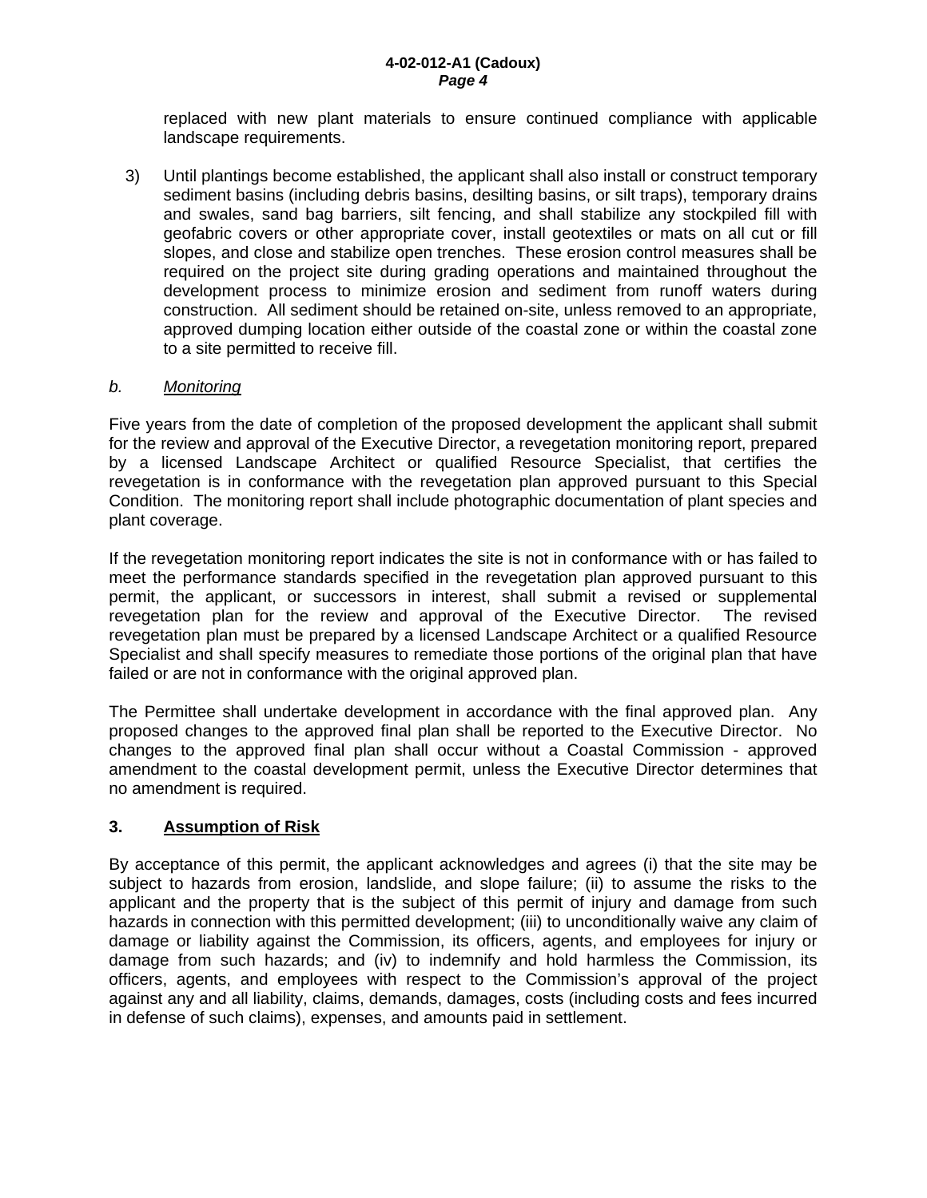replaced with new plant materials to ensure continued compliance with applicable landscape requirements.

3) Until plantings become established, the applicant shall also install or construct temporary sediment basins (including debris basins, desilting basins, or silt traps), temporary drains and swales, sand bag barriers, silt fencing, and shall stabilize any stockpiled fill with geofabric covers or other appropriate cover, install geotextiles or mats on all cut or fill slopes, and close and stabilize open trenches. These erosion control measures shall be required on the project site during grading operations and maintained throughout the development process to minimize erosion and sediment from runoff waters during construction. All sediment should be retained on-site, unless removed to an appropriate, approved dumping location either outside of the coastal zone or within the coastal zone to a site permitted to receive fill.

*b.* *Monitoring*

Five years from the date of completion of the proposed development the applicant shall submit for the review and approval of the Executive Director, a revegetation monitoring report, prepared by a licensed Landscape Architect or qualified Resource Specialist, that certifies the revegetation is in conformance with the revegetation plan approved pursuant to this Special Condition. The monitoring report shall include photographic documentation of plant species and plant coverage.

If the revegetation monitoring report indicates the site is not in conformance with or has failed to meet the performance standards specified in the revegetation plan approved pursuant to this permit, the applicant, or successors in interest, shall submit a revised or supplemental revegetation plan for the review and approval of the Executive Director. The revised revegetation plan must be prepared by a licensed Landscape Architect or a qualified Resource Specialist and shall specify measures to remediate those portions of the original plan that have failed or are not in conformance with the original approved plan.

The Permittee shall undertake development in accordance with the final approved plan. Any proposed changes to the approved final plan shall be reported to the Executive Director. No changes to the approved final plan shall occur without a Coastal Commission - approved amendment to the coastal development permit, unless the Executive Director determines that no amendment is required.

**3. Assumption of Risk**

By acceptance of this permit, the applicant acknowledges and agrees (i) that the site may be subject to hazards from erosion, landslide, and slope failure; (ii) to assume the risks to the applicant and the property that is the subject of this permit of injury and damage from such hazards in connection with this permitted development; (iii) to unconditionally waive any claim of damage or liability against the Commission, its officers, agents, and employees for injury or damage from such hazards; and (iv) to indemnify and hold harmless the Commission, its officers, agents, and employees with respect to the Commission's approval of the project against any and all liability, claims, demands, damages, costs (including costs and fees incurred in defense of such claims), expenses, and amounts paid in settlement.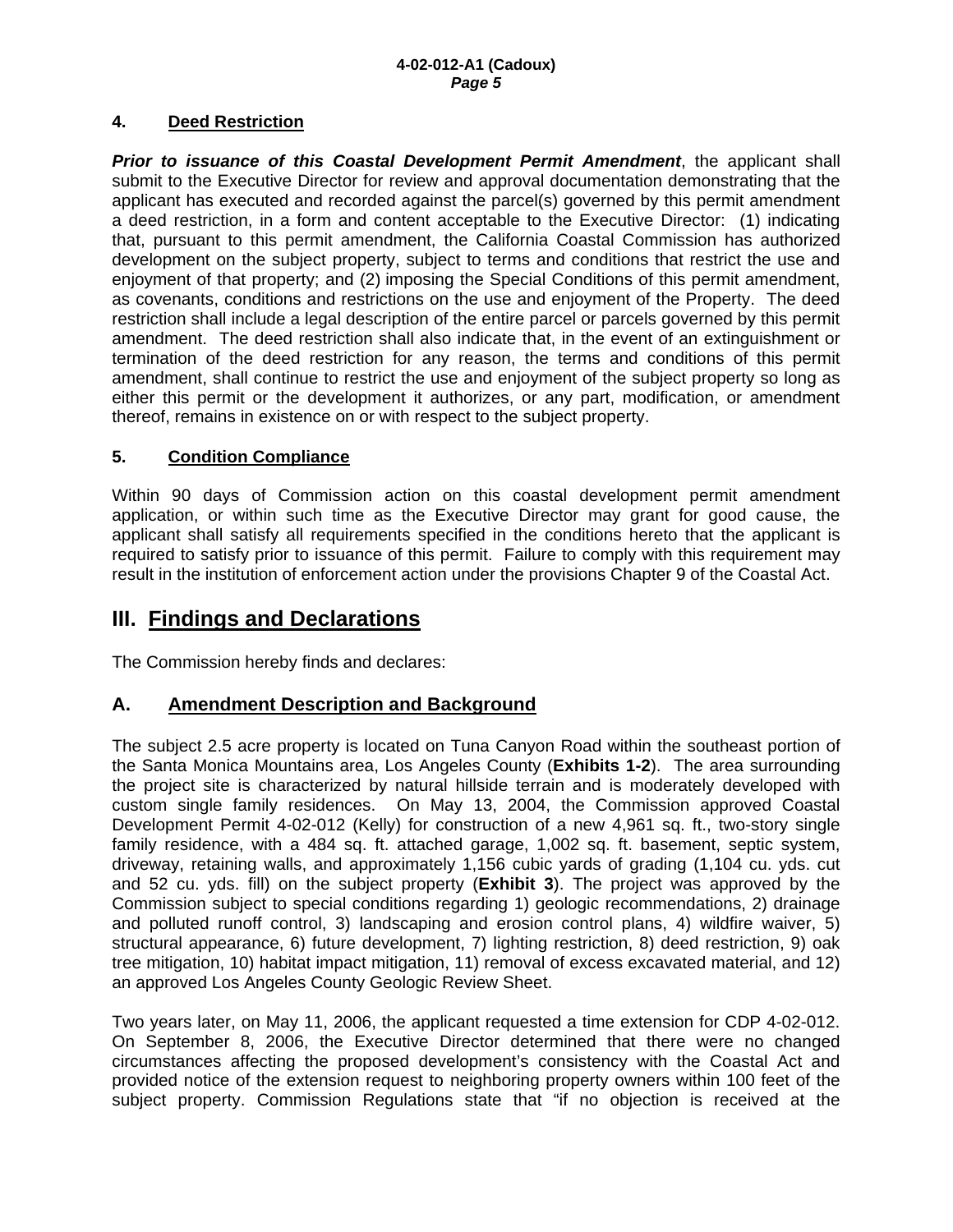### 4. **Deed Restriction**

***Prior to issuance of this Coastal Development Permit Amendment***, the applicant shall submit to the Executive Director for review and approval documentation demonstrating that the applicant has executed and recorded against the parcel(s) governed by this permit amendment a deed restriction, in a form and content acceptable to the Executive Director: (1) indicating that, pursuant to this permit amendment, the California Coastal Commission has authorized development on the subject property, subject to terms and conditions that restrict the use and enjoyment of that property; and (2) imposing the Special Conditions of this permit amendment, as covenants, conditions and restrictions on the use and enjoyment of the Property. The deed restriction shall include a legal description of the entire parcel or parcels governed by this permit amendment. The deed restriction shall also indicate that, in the event of an extinguishment or termination of the deed restriction for any reason, the terms and conditions of this permit amendment, shall continue to restrict the use and enjoyment of the subject property so long as either this permit or the development it authorizes, or any part, modification, or amendment thereof, remains in existence on or with respect to the subject property.

### 5. **Condition Compliance**

Within 90 days of Commission action on this coastal development permit amendment application, or within such time as the Executive Director may grant for good cause, the applicant shall satisfy all requirements specified in the conditions hereto that the applicant is required to satisfy prior to issuance of this permit. Failure to comply with this requirement may result in the institution of enforcement action under the provisions Chapter 9 of the Coastal Act.

# III. Findings and Declarations

The Commission hereby finds and declares:

## A. Amendment Description and Background

The subject 2.5 acre property is located on Tuna Canyon Road within the southeast portion of the Santa Monica Mountains area, Los Angeles County (**Exhibits 1-2**). The area surrounding the project site is characterized by natural hillside terrain and is moderately developed with custom single family residences. On May 13, 2004, the Commission approved Coastal Development Permit 4-02-012 (Kelly) for construction of a new 4,961 sq. ft., two-story single family residence, with a 484 sq. ft. attached garage, 1,002 sq. ft. basement, septic system, driveway, retaining walls, and approximately 1,156 cubic yards of grading (1,104 cu. yds. cut and 52 cu. yds. fill) on the subject property (**Exhibit 3**). The project was approved by the Commission subject to special conditions regarding 1) geologic recommendations, 2) drainage and polluted runoff control, 3) landscaping and erosion control plans, 4) wildfire waiver, 5) structural appearance, 6) future development, 7) lighting restriction, 8) deed restriction, 9) oak tree mitigation, 10) habitat impact mitigation, 11) removal of excess excavated material, and 12) an approved Los Angeles County Geologic Review Sheet.

Two years later, on May 11, 2006, the applicant requested a time extension for CDP 4-02-012. On September 8, 2006, the Executive Director determined that there were no changed circumstances affecting the proposed development's consistency with the Coastal Act and provided notice of the extension request to neighboring property owners within 100 feet of the subject property. Commission Regulations state that "if no objection is received at the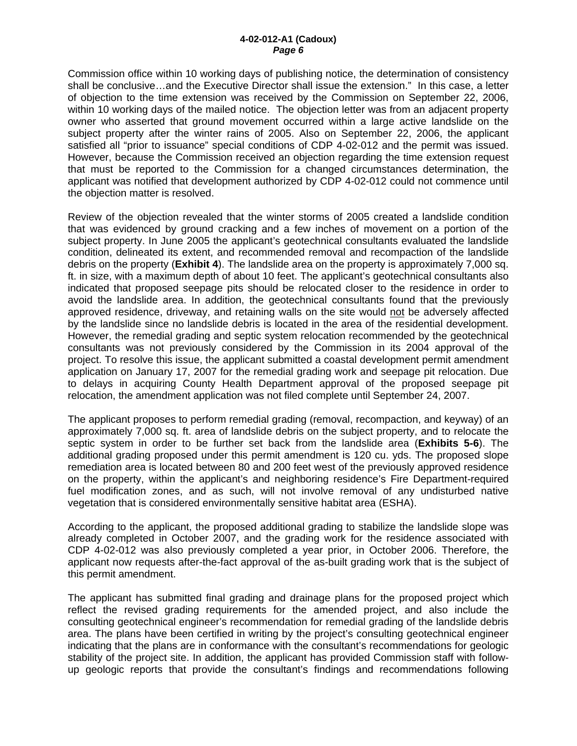Commission office within 10 working days of publishing notice, the determination of consistency shall be conclusive…and the Executive Director shall issue the extension." In this case, a letter of objection to the time extension was received by the Commission on September 22, 2006, within 10 working days of the mailed notice. The objection letter was from an adjacent property owner who asserted that ground movement occurred within a large active landslide on the subject property after the winter rains of 2005. Also on September 22, 2006, the applicant satisfied all "prior to issuance" special conditions of CDP 4-02-012 and the permit was issued. However, because the Commission received an objection regarding the time extension request that must be reported to the Commission for a changed circumstances determination, the applicant was notified that development authorized by CDP 4-02-012 could not commence until the objection matter is resolved.

Review of the objection revealed that the winter storms of 2005 created a landslide condition that was evidenced by ground cracking and a few inches of movement on a portion of the subject property. In June 2005 the applicant's geotechnical consultants evaluated the landslide condition, delineated its extent, and recommended removal and recompaction of the landslide debris on the property (**Exhibit 4**). The landslide area on the property is approximately 7,000 sq. ft. in size, with a maximum depth of about 10 feet. The applicant's geotechnical consultants also indicated that proposed seepage pits should be relocated closer to the residence in order to avoid the landslide area. In addition, the geotechnical consultants found that the previously approved residence, driveway, and retaining walls on the site would <u>not</u> be adversely affected by the landslide since no landslide debris is located in the area of the residential development. However, the remedial grading and septic system relocation recommended by the geotechnical consultants was not previously considered by the Commission in its 2004 approval of the project. To resolve this issue, the applicant submitted a coastal development permit amendment application on January 17, 2007 for the remedial grading work and seepage pit relocation. Due to delays in acquiring County Health Department approval of the proposed seepage pit relocation, the amendment application was not filed complete until September 24, 2007.

The applicant proposes to perform remedial grading (removal, recompaction, and keyway) of an approximately 7,000 sq. ft. area of landslide debris on the subject property, and to relocate the septic system in order to be further set back from the landslide area (**Exhibits 5-6**). The additional grading proposed under this permit amendment is 120 cu. yds. The proposed slope remediation area is located between 80 and 200 feet west of the previously approved residence on the property, within the applicant's and neighboring residence's Fire Department-required fuel modification zones, and as such, will not involve removal of any undisturbed native vegetation that is considered environmentally sensitive habitat area (ESHA).

According to the applicant, the proposed additional grading to stabilize the landslide slope was already completed in October 2007, and the grading work for the residence associated with CDP 4-02-012 was also previously completed a year prior, in October 2006. Therefore, the applicant now requests after-the-fact approval of the as-built grading work that is the subject of this permit amendment.

The applicant has submitted final grading and drainage plans for the proposed project which reflect the revised grading requirements for the amended project, and also include the consulting geotechnical engineer's recommendation for remedial grading of the landslide debris area. The plans have been certified in writing by the project's consulting geotechnical engineer indicating that the plans are in conformance with the consultant's recommendations for geologic stability of the project site. In addition, the applicant has provided Commission staff with follow-up geologic reports that provide the consultant's findings and recommendations following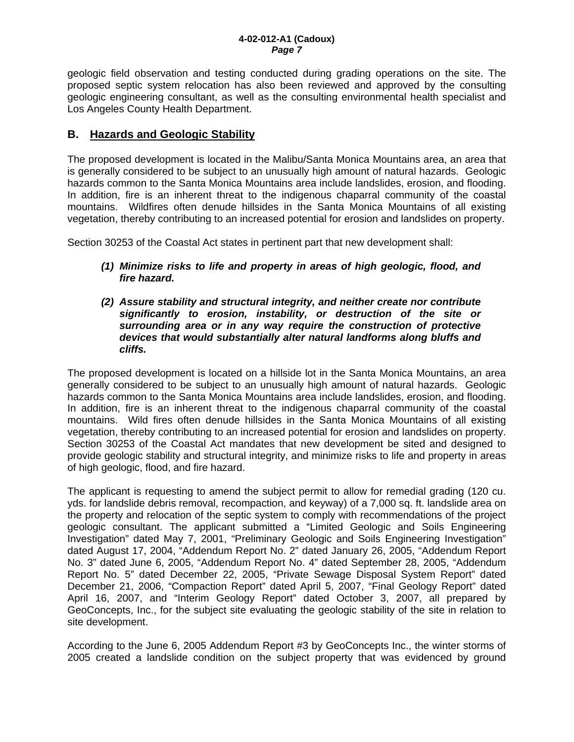geologic field observation and testing conducted during grading operations on the site. The proposed septic system relocation has also been reviewed and approved by the consulting geologic engineering consultant, as well as the consulting environmental health specialist and Los Angeles County Health Department.

## B. Hazards and Geologic Stability

The proposed development is located in the Malibu/Santa Monica Mountains area, an area that is generally considered to be subject to an unusually high amount of natural hazards. Geologic hazards common to the Santa Monica Mountains area include landslides, erosion, and flooding. In addition, fire is an inherent threat to the indigenous chaparral community of the coastal mountains. Wildfires often denude hillsides in the Santa Monica Mountains of all existing vegetation, thereby contributing to an increased potential for erosion and landslides on property.

Section 30253 of the Coastal Act states in pertinent part that new development shall:

> ***(1) Minimize risks to life and property in areas of high geologic, flood, and fire hazard.***
>
> ***(2) Assure stability and structural integrity, and neither create nor contribute significantly to erosion, instability, or destruction of the site or surrounding area or in any way require the construction of protective devices that would substantially alter natural landforms along bluffs and cliffs.***

The proposed development is located on a hillside lot in the Santa Monica Mountains, an area generally considered to be subject to an unusually high amount of natural hazards. Geologic hazards common to the Santa Monica Mountains area include landslides, erosion, and flooding. In addition, fire is an inherent threat to the indigenous chaparral community of the coastal mountains. Wild fires often denude hillsides in the Santa Monica Mountains of all existing vegetation, thereby contributing to an increased potential for erosion and landslides on property. Section 30253 of the Coastal Act mandates that new development be sited and designed to provide geologic stability and structural integrity, and minimize risks to life and property in areas of high geologic, flood, and fire hazard.

The applicant is requesting to amend the subject permit to allow for remedial grading (120 cu. yds. for landslide debris removal, recompaction, and keyway) of a 7,000 sq. ft. landslide area on the property and relocation of the septic system to comply with recommendations of the project geologic consultant. The applicant submitted a "Limited Geologic and Soils Engineering Investigation" dated May 7, 2001, "Preliminary Geologic and Soils Engineering Investigation" dated August 17, 2004, "Addendum Report No. 2" dated January 26, 2005, "Addendum Report No. 3" dated June 6, 2005, "Addendum Report No. 4" dated September 28, 2005, "Addendum Report No. 5" dated December 22, 2005, "Private Sewage Disposal System Report" dated December 21, 2006, "Compaction Report" dated April 5, 2007, "Final Geology Report" dated April 16, 2007, and "Interim Geology Report" dated October 3, 2007, all prepared by GeoConcepts, Inc., for the subject site evaluating the geologic stability of the site in relation to site development.

According to the June 6, 2005 Addendum Report #3 by GeoConcepts Inc., the winter storms of 2005 created a landslide condition on the subject property that was evidenced by ground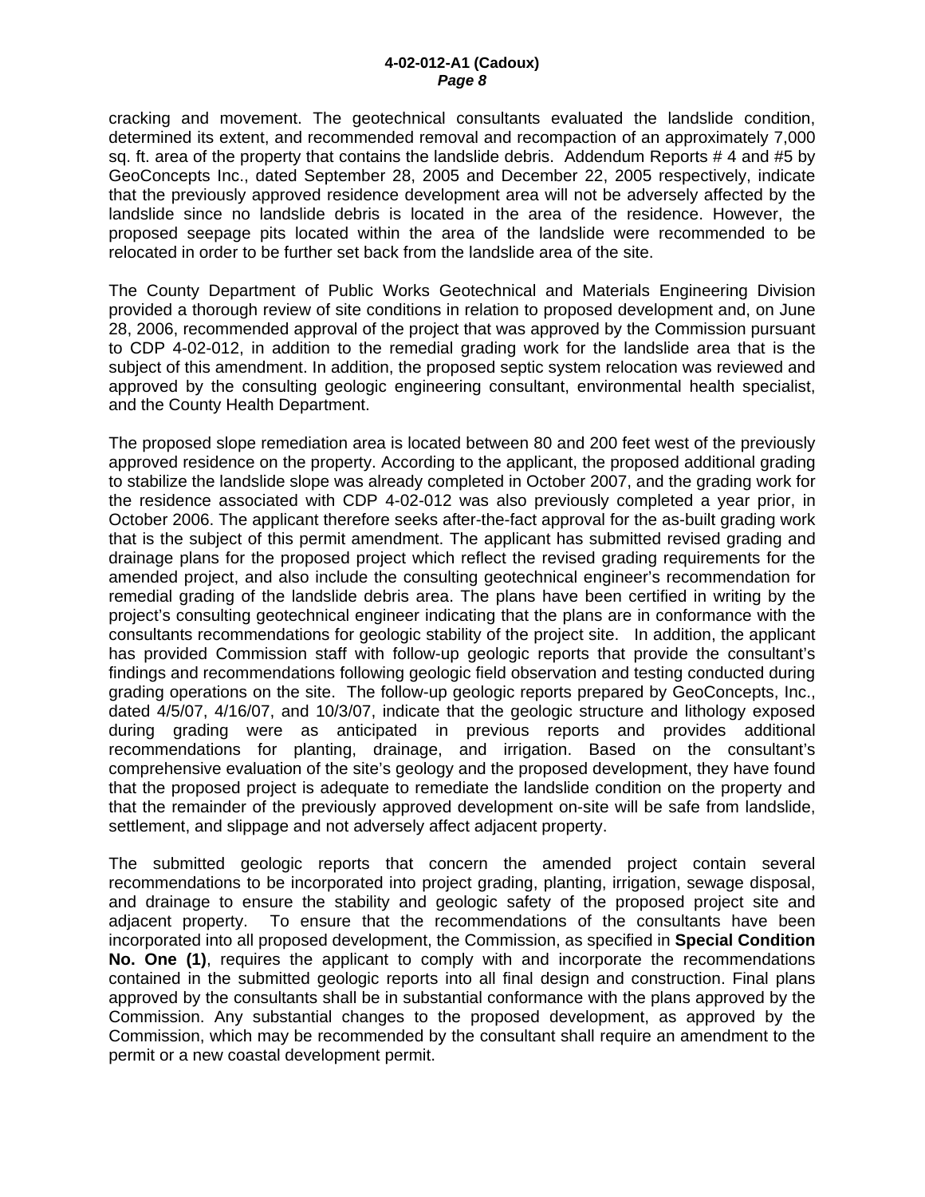cracking and movement. The geotechnical consultants evaluated the landslide condition, determined its extent, and recommended removal and recompaction of an approximately 7,000 sq. ft. area of the property that contains the landslide debris. Addendum Reports # 4 and #5 by GeoConcepts Inc., dated September 28, 2005 and December 22, 2005 respectively, indicate that the previously approved residence development area will not be adversely affected by the landslide since no landslide debris is located in the area of the residence. However, the proposed seepage pits located within the area of the landslide were recommended to be relocated in order to be further set back from the landslide area of the site.

The County Department of Public Works Geotechnical and Materials Engineering Division provided a thorough review of site conditions in relation to proposed development and, on June 28, 2006, recommended approval of the project that was approved by the Commission pursuant to CDP 4-02-012, in addition to the remedial grading work for the landslide area that is the subject of this amendment. In addition, the proposed septic system relocation was reviewed and approved by the consulting geologic engineering consultant, environmental health specialist, and the County Health Department.

The proposed slope remediation area is located between 80 and 200 feet west of the previously approved residence on the property. According to the applicant, the proposed additional grading to stabilize the landslide slope was already completed in October 2007, and the grading work for the residence associated with CDP 4-02-012 was also previously completed a year prior, in October 2006. The applicant therefore seeks after-the-fact approval for the as-built grading work that is the subject of this permit amendment. The applicant has submitted revised grading and drainage plans for the proposed project which reflect the revised grading requirements for the amended project, and also include the consulting geotechnical engineer's recommendation for remedial grading of the landslide debris area. The plans have been certified in writing by the project's consulting geotechnical engineer indicating that the plans are in conformance with the consultants recommendations for geologic stability of the project site. In addition, the applicant has provided Commission staff with follow-up geologic reports that provide the consultant's findings and recommendations following geologic field observation and testing conducted during grading operations on the site. The follow-up geologic reports prepared by GeoConcepts, Inc., dated 4/5/07, 4/16/07, and 10/3/07, indicate that the geologic structure and lithology exposed during grading were as anticipated in previous reports and provides additional recommendations for planting, drainage, and irrigation. Based on the consultant's comprehensive evaluation of the site's geology and the proposed development, they have found that the proposed project is adequate to remediate the landslide condition on the property and that the remainder of the previously approved development on-site will be safe from landslide, settlement, and slippage and not adversely affect adjacent property.

The submitted geologic reports that concern the amended project contain several recommendations to be incorporated into project grading, planting, irrigation, sewage disposal, and drainage to ensure the stability and geologic safety of the proposed project site and adjacent property. To ensure that the recommendations of the consultants have been incorporated into all proposed development, the Commission, as specified in **Special Condition No. One (1)**, requires the applicant to comply with and incorporate the recommendations contained in the submitted geologic reports into all final design and construction. Final plans approved by the consultants shall be in substantial conformance with the plans approved by the Commission. Any substantial changes to the proposed development, as approved by the Commission, which may be recommended by the consultant shall require an amendment to the permit or a new coastal development permit.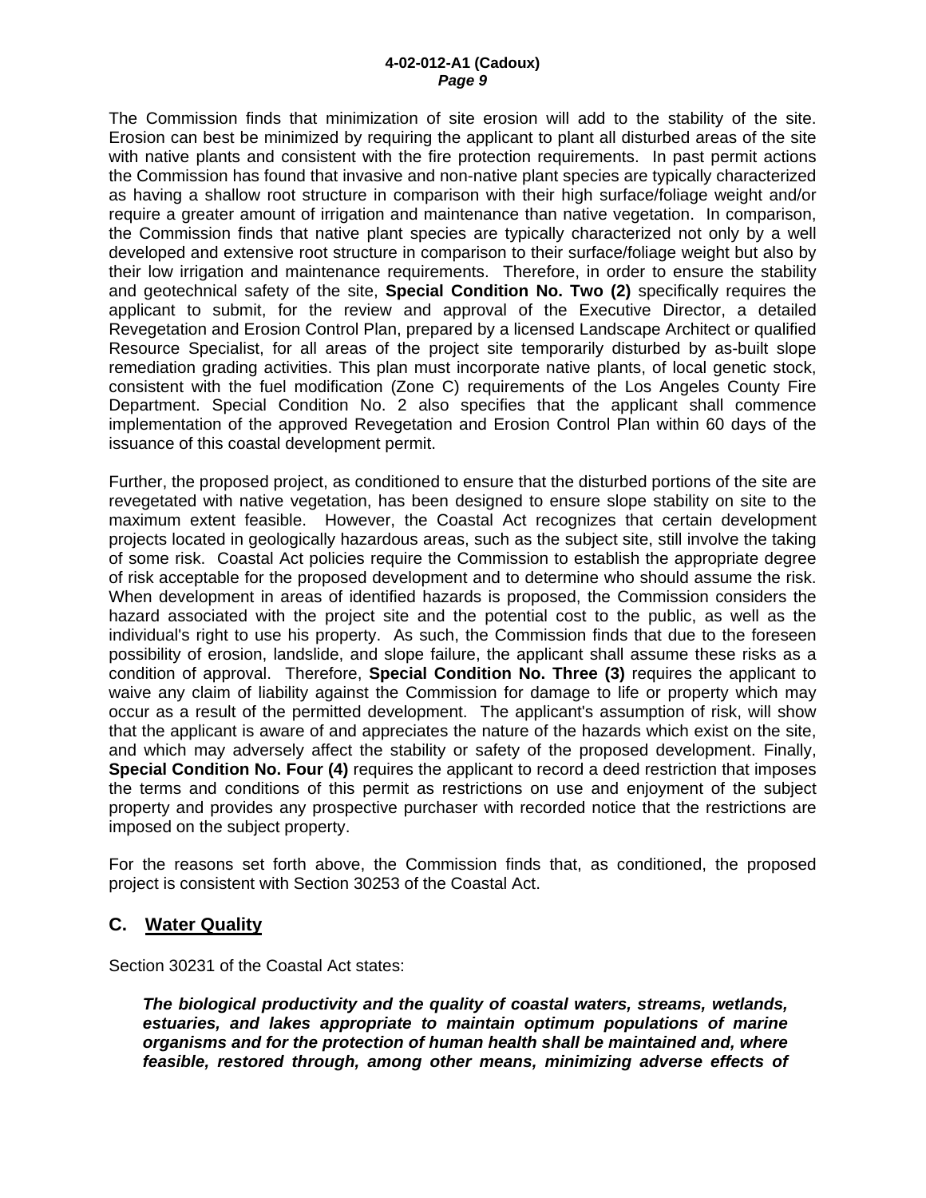The Commission finds that minimization of site erosion will add to the stability of the site. Erosion can best be minimized by requiring the applicant to plant all disturbed areas of the site with native plants and consistent with the fire protection requirements. In past permit actions the Commission has found that invasive and non-native plant species are typically characterized as having a shallow root structure in comparison with their high surface/foliage weight and/or require a greater amount of irrigation and maintenance than native vegetation. In comparison, the Commission finds that native plant species are typically characterized not only by a well developed and extensive root structure in comparison to their surface/foliage weight but also by their low irrigation and maintenance requirements. Therefore, in order to ensure the stability and geotechnical safety of the site, **Special Condition No. Two (2)** specifically requires the applicant to submit, for the review and approval of the Executive Director, a detailed Revegetation and Erosion Control Plan, prepared by a licensed Landscape Architect or qualified Resource Specialist, for all areas of the project site temporarily disturbed by as-built slope remediation grading activities. This plan must incorporate native plants, of local genetic stock, consistent with the fuel modification (Zone C) requirements of the Los Angeles County Fire Department. Special Condition No. 2 also specifies that the applicant shall commence implementation of the approved Revegetation and Erosion Control Plan within 60 days of the issuance of this coastal development permit.

Further, the proposed project, as conditioned to ensure that the disturbed portions of the site are revegetated with native vegetation, has been designed to ensure slope stability on site to the maximum extent feasible. However, the Coastal Act recognizes that certain development projects located in geologically hazardous areas, such as the subject site, still involve the taking of some risk. Coastal Act policies require the Commission to establish the appropriate degree of risk acceptable for the proposed development and to determine who should assume the risk. When development in areas of identified hazards is proposed, the Commission considers the hazard associated with the project site and the potential cost to the public, as well as the individual's right to use his property. As such, the Commission finds that due to the foreseen possibility of erosion, landslide, and slope failure, the applicant shall assume these risks as a condition of approval. Therefore, **Special Condition No. Three (3)** requires the applicant to waive any claim of liability against the Commission for damage to life or property which may occur as a result of the permitted development. The applicant's assumption of risk, will show that the applicant is aware of and appreciates the nature of the hazards which exist on the site, and which may adversely affect the stability or safety of the proposed development. Finally, **Special Condition No. Four (4)** requires the applicant to record a deed restriction that imposes the terms and conditions of this permit as restrictions on use and enjoyment of the subject property and provides any prospective purchaser with recorded notice that the restrictions are imposed on the subject property.

For the reasons set forth above, the Commission finds that, as conditioned, the proposed project is consistent with Section 30253 of the Coastal Act.

## C. Water Quality

Section 30231 of the Coastal Act states:

> ***The biological productivity and the quality of coastal waters, streams, wetlands, estuaries, and lakes appropriate to maintain optimum populations of marine organisms and for the protection of human health shall be maintained and, where feasible, restored through, among other means, minimizing adverse effects of***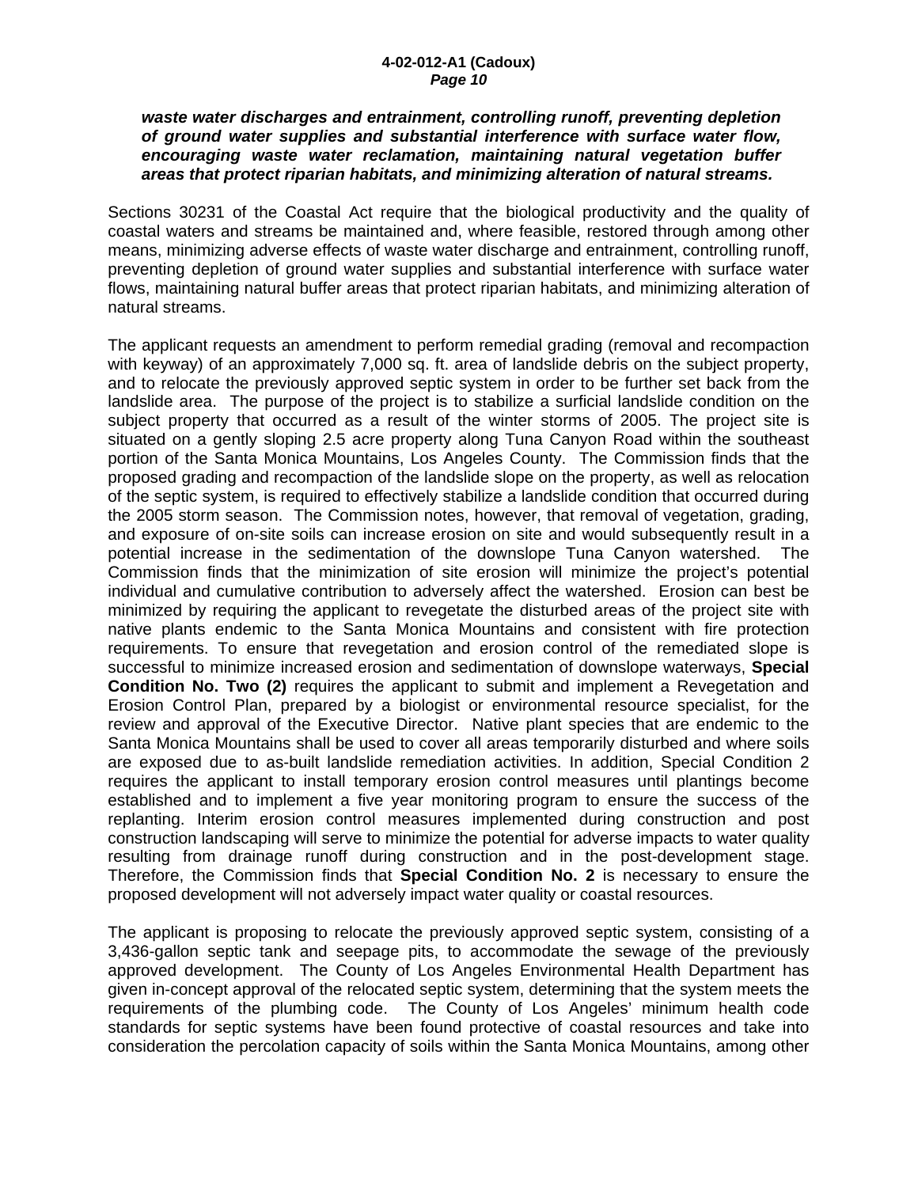***waste water discharges and entrainment, controlling runoff, preventing depletion of ground water supplies and substantial interference with surface water flow, encouraging waste water reclamation, maintaining natural vegetation buffer areas that protect riparian habitats, and minimizing alteration of natural streams.***

Sections 30231 of the Coastal Act require that the biological productivity and the quality of coastal waters and streams be maintained and, where feasible, restored through among other means, minimizing adverse effects of waste water discharge and entrainment, controlling runoff, preventing depletion of ground water supplies and substantial interference with surface water flows, maintaining natural buffer areas that protect riparian habitats, and minimizing alteration of natural streams.

The applicant requests an amendment to perform remedial grading (removal and recompaction with keyway) of an approximately 7,000 sq. ft. area of landslide debris on the subject property, and to relocate the previously approved septic system in order to be further set back from the landslide area. The purpose of the project is to stabilize a surficial landslide condition on the subject property that occurred as a result of the winter storms of 2005. The project site is situated on a gently sloping 2.5 acre property along Tuna Canyon Road within the southeast portion of the Santa Monica Mountains, Los Angeles County. The Commission finds that the proposed grading and recompaction of the landslide slope on the property, as well as relocation of the septic system, is required to effectively stabilize a landslide condition that occurred during the 2005 storm season. The Commission notes, however, that removal of vegetation, grading, and exposure of on-site soils can increase erosion on site and would subsequently result in a potential increase in the sedimentation of the downslope Tuna Canyon watershed. The Commission finds that the minimization of site erosion will minimize the project's potential individual and cumulative contribution to adversely affect the watershed. Erosion can best be minimized by requiring the applicant to revegetate the disturbed areas of the project site with native plants endemic to the Santa Monica Mountains and consistent with fire protection requirements. To ensure that revegetation and erosion control of the remediated slope is successful to minimize increased erosion and sedimentation of downslope waterways, **Special Condition No. Two (2)** requires the applicant to submit and implement a Revegetation and Erosion Control Plan, prepared by a biologist or environmental resource specialist, for the review and approval of the Executive Director. Native plant species that are endemic to the Santa Monica Mountains shall be used to cover all areas temporarily disturbed and where soils are exposed due to as-built landslide remediation activities. In addition, Special Condition 2 requires the applicant to install temporary erosion control measures until plantings become established and to implement a five year monitoring program to ensure the success of the replanting. Interim erosion control measures implemented during construction and post construction landscaping will serve to minimize the potential for adverse impacts to water quality resulting from drainage runoff during construction and in the post-development stage. Therefore, the Commission finds that **Special Condition No. 2** is necessary to ensure the proposed development will not adversely impact water quality or coastal resources.

The applicant is proposing to relocate the previously approved septic system, consisting of a 3,436-gallon septic tank and seepage pits, to accommodate the sewage of the previously approved development. The County of Los Angeles Environmental Health Department has given in-concept approval of the relocated septic system, determining that the system meets the requirements of the plumbing code. The County of Los Angeles' minimum health code standards for septic systems have been found protective of coastal resources and take into consideration the percolation capacity of soils within the Santa Monica Mountains, among other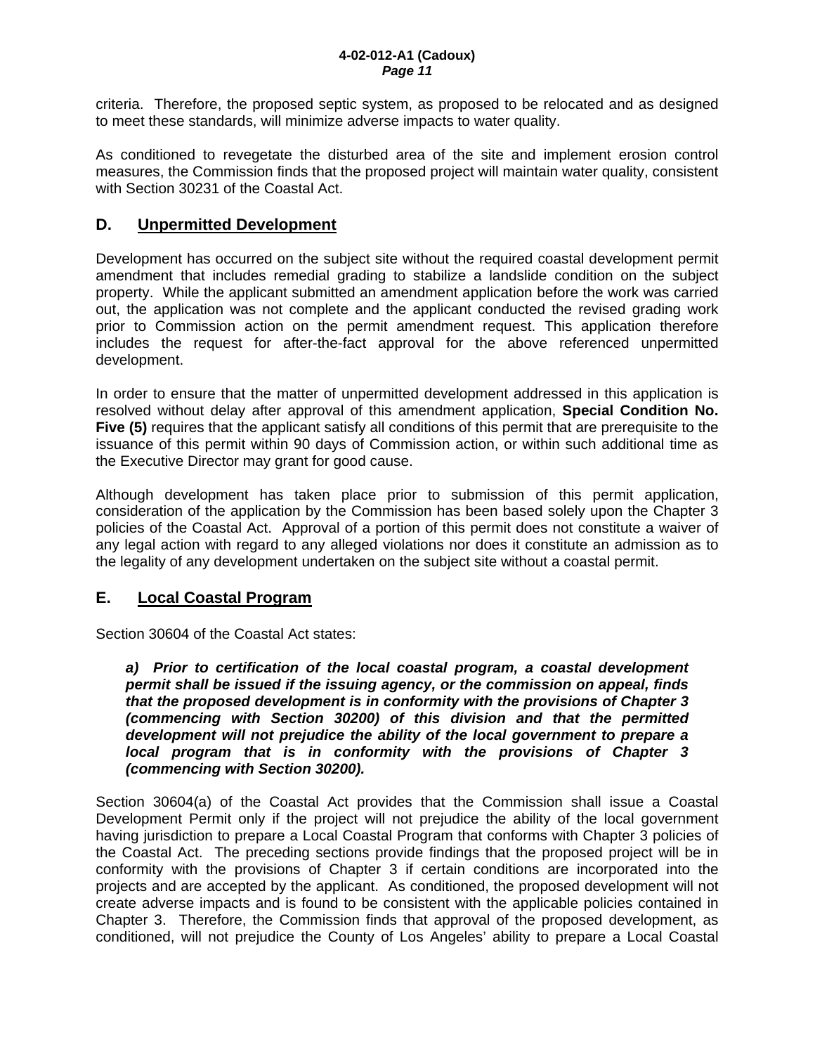criteria. Therefore, the proposed septic system, as proposed to be relocated and as designed to meet these standards, will minimize adverse impacts to water quality.

As conditioned to revegetate the disturbed area of the site and implement erosion control measures, the Commission finds that the proposed project will maintain water quality, consistent with Section 30231 of the Coastal Act.

## D. Unpermitted Development

Development has occurred on the subject site without the required coastal development permit amendment that includes remedial grading to stabilize a landslide condition on the subject property. While the applicant submitted an amendment application before the work was carried out, the application was not complete and the applicant conducted the revised grading work prior to Commission action on the permit amendment request. This application therefore includes the request for after-the-fact approval for the above referenced unpermitted development.

In order to ensure that the matter of unpermitted development addressed in this application is resolved without delay after approval of this amendment application, **Special Condition No. Five (5)** requires that the applicant satisfy all conditions of this permit that are prerequisite to the issuance of this permit within 90 days of Commission action, or within such additional time as the Executive Director may grant for good cause.

Although development has taken place prior to submission of this permit application, consideration of the application by the Commission has been based solely upon the Chapter 3 policies of the Coastal Act. Approval of a portion of this permit does not constitute a waiver of any legal action with regard to any alleged violations nor does it constitute an admission as to the legality of any development undertaken on the subject site without a coastal permit.

## E. Local Coastal Program

Section 30604 of the Coastal Act states:

> ***a) Prior to certification of the local coastal program, a coastal development permit shall be issued if the issuing agency, or the commission on appeal, finds that the proposed development is in conformity with the provisions of Chapter 3 (commencing with Section 30200) of this division and that the permitted development will not prejudice the ability of the local government to prepare a local program that is in conformity with the provisions of Chapter 3 (commencing with Section 30200).***

Section 30604(a) of the Coastal Act provides that the Commission shall issue a Coastal Development Permit only if the project will not prejudice the ability of the local government having jurisdiction to prepare a Local Coastal Program that conforms with Chapter 3 policies of the Coastal Act. The preceding sections provide findings that the proposed project will be in conformity with the provisions of Chapter 3 if certain conditions are incorporated into the projects and are accepted by the applicant. As conditioned, the proposed development will not create adverse impacts and is found to be consistent with the applicable policies contained in Chapter 3. Therefore, the Commission finds that approval of the proposed development, as conditioned, will not prejudice the County of Los Angeles' ability to prepare a Local Coastal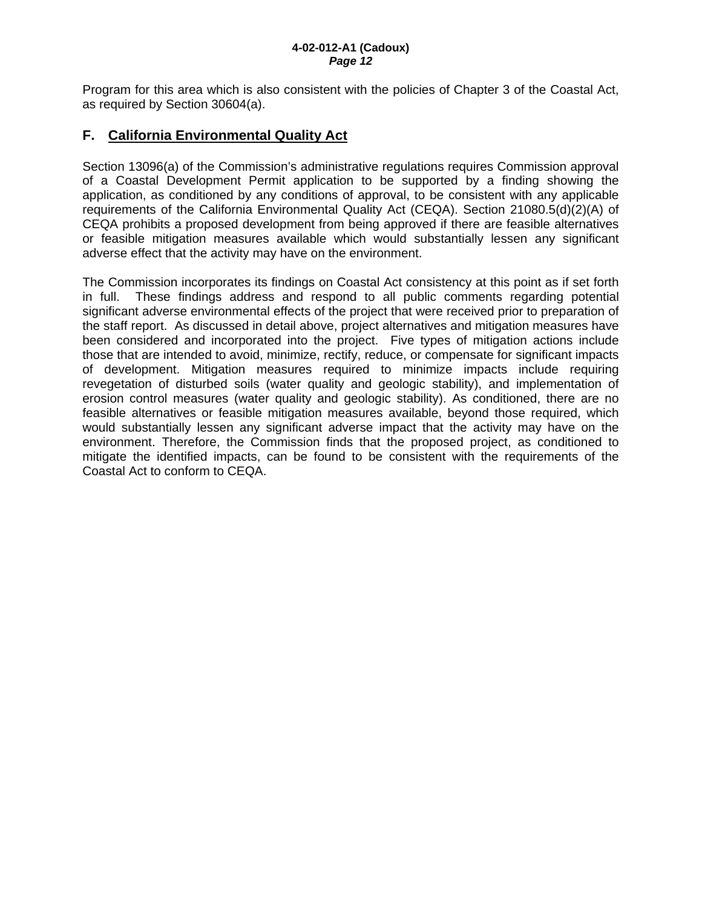Program for this area which is also consistent with the policies of Chapter 3 of the Coastal Act, as required by Section 30604(a).

## F. California Environmental Quality Act

Section 13096(a) of the Commission's administrative regulations requires Commission approval of a Coastal Development Permit application to be supported by a finding showing the application, as conditioned by any conditions of approval, to be consistent with any applicable requirements of the California Environmental Quality Act (CEQA). Section 21080.5(d)(2)(A) of CEQA prohibits a proposed development from being approved if there are feasible alternatives or feasible mitigation measures available which would substantially lessen any significant adverse effect that the activity may have on the environment.

The Commission incorporates its findings on Coastal Act consistency at this point as if set forth in full. These findings address and respond to all public comments regarding potential significant adverse environmental effects of the project that were received prior to preparation of the staff report. As discussed in detail above, project alternatives and mitigation measures have been considered and incorporated into the project. Five types of mitigation actions include those that are intended to avoid, minimize, rectify, reduce, or compensate for significant impacts of development. Mitigation measures required to minimize impacts include requiring revegetation of disturbed soils (water quality and geologic stability), and implementation of erosion control measures (water quality and geologic stability). As conditioned, there are no feasible alternatives or feasible mitigation measures available, beyond those required, which would substantially lessen any significant adverse impact that the activity may have on the environment. Therefore, the Commission finds that the proposed project, as conditioned to mitigate the identified impacts, can be found to be consistent with the requirements of the Coastal Act to conform to CEQA.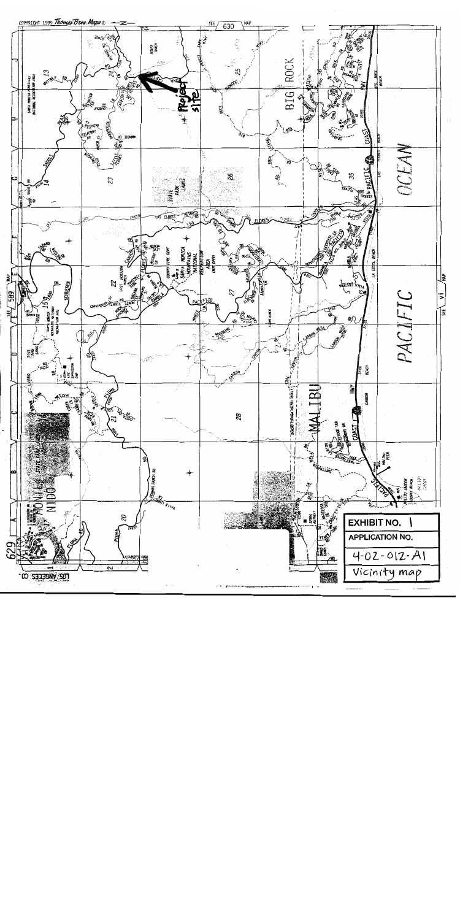COPYRIGHT 1999 Thomas Bros. Maps ®

SEE 630 MAP

Project site

BIG ROCK

PACIFIC OCEAN

MALIBU

SEE 629 MAP

SEE 589 MAP

LOS ANGELES CO.

**EXHIBIT NO. 1**

**APPLICATION NO.**

4-02-012-A1

Vicinity map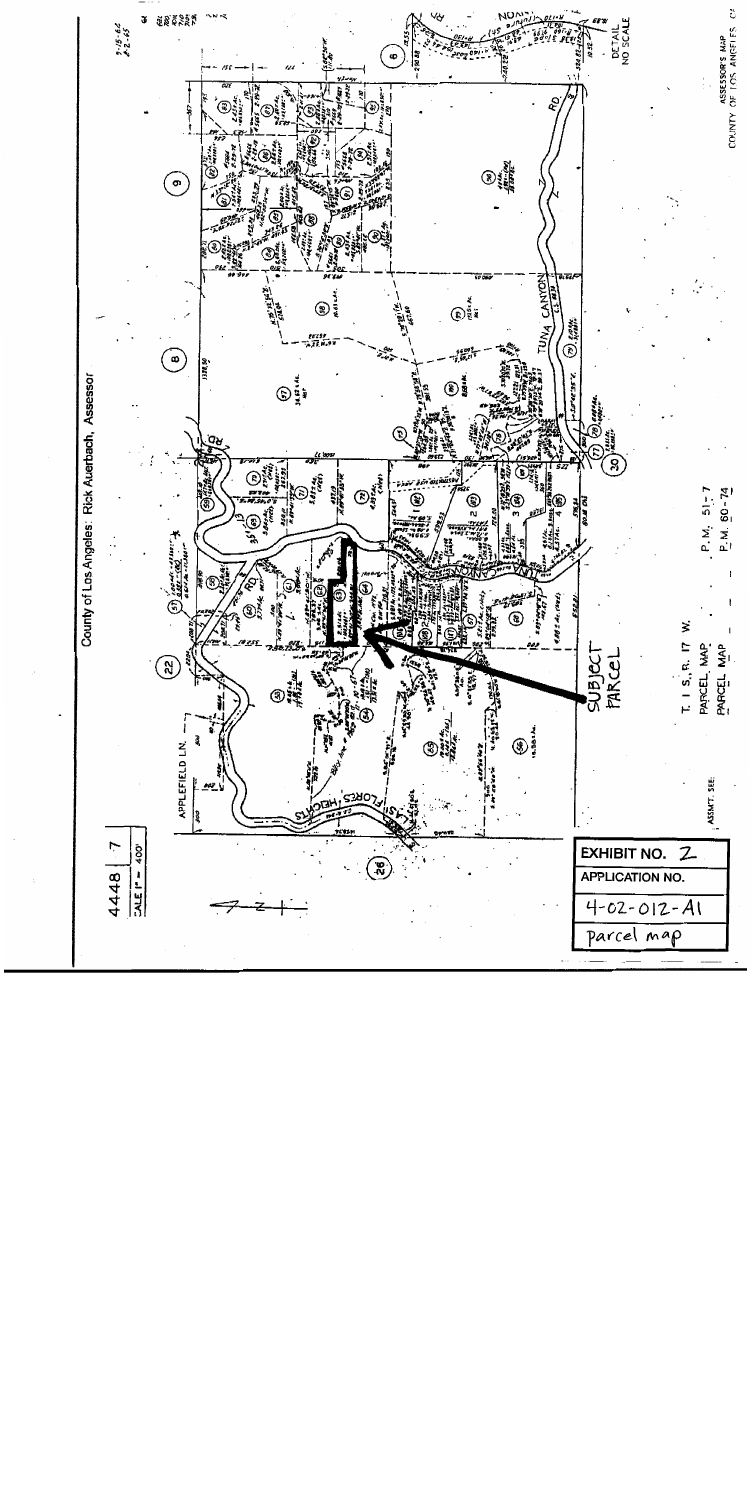County of Los Angeles: Rick Auerbach, Assessor

4448 | 7

SCALE 1" = 400'

APPLEFIELD LN.

TUNA CANYON RD

SUBJECT PARCEL

T. 1 S., R. 17 W.

PARCEL MAP — P.M. 51-7

PARCEL MAP — P.M. 60-74

ASSMT. SEE:

DETAIL NO SCALE

ASSESSOR'S MAP
COUNTY OF LOS ANGELES, CA

**EXHIBIT NO. 2**

**APPLICATION NO.**

4-02-012-A1

Parcel map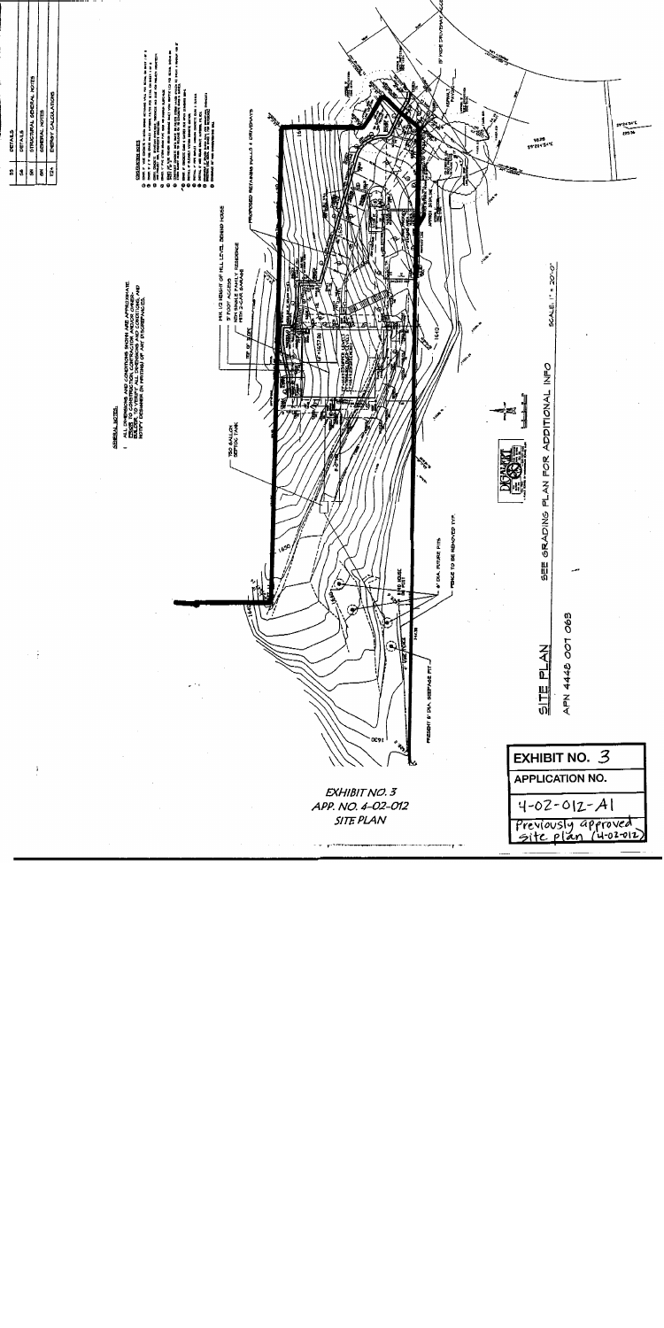| 55 | DETAILS |
|---|---|
| 54 | DETAILS |
| SN | STRUCTURAL GENERAL NOTES |
| SN | GENERAL NOTES |
| T24 | ENERGY CALCULATIONS |

GENERAL NOTES

1. ALL DIMENSIONS AND CONDITIONS SHOWN ARE APPROXIMATE. PRIOR TO CONSTRUCTION, CONTRACTOR AND/OR OWNER-BUILDER TO VERIFY ALL DIMENSIONS AND CONDITIONS AND NOTIFY DESIGNER IN WRITING OF ANY DISCREPANCIES.

PROPOSED RETAINING WALLS & DRIVEWAYS

MAX. 1/2 HEIGHT OF HILL LEVEL BEHIND HOUSE

5' FOOT ACCESS

NEW 2 STORY SINGLE FAMILY RESIDENCE WITH 3-CAR GARAGE

750 GALLON SEPTIC TANK

6' DIA. FUTURE PITS

FENCE TO BE REMOVED TYP.

PRESENT 6' DIA. SEEPAGE PIT

SCALE: 1" = 20'-0"

SEE GRADING PLAN FOR ADDITIONAL INFO

SITE PLAN

APN 4448 007 063

*EXHIBIT NO. 3*
*APP. NO. 4-02-012*
*SITE PLAN*

| EXHIBIT NO. 3 |
|---|
| APPLICATION NO. |
| 4-02-012-A1 |
| Previously approved site plan (4-02-012) |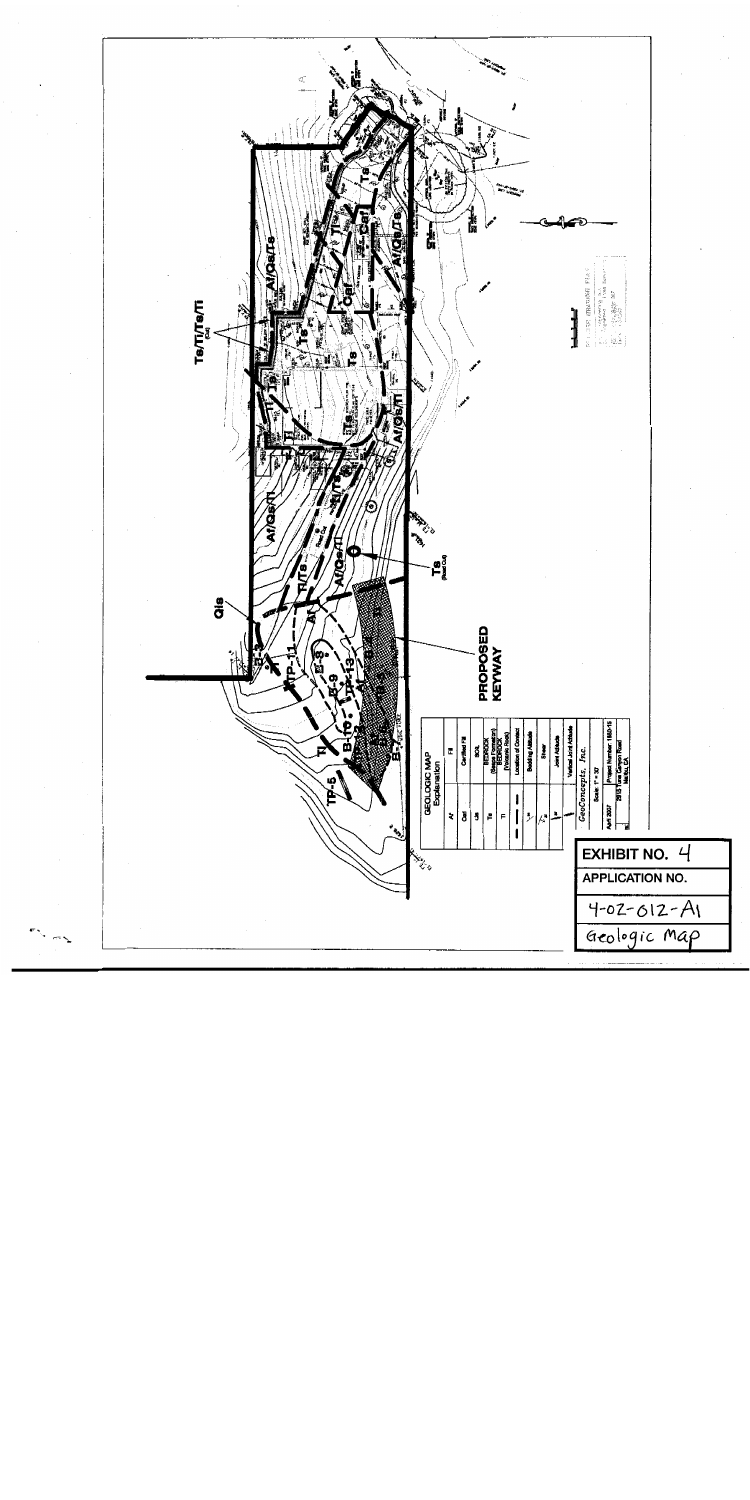**EXHIBIT NO. 4**

**APPLICATION NO.**

4-02-012-A1

Geologic Map

**PROPOSED KEYWAY**

**GEOLOGIC MAP Explanation**

| | |
|---|---|
| Af | Fill |
| Caf | Certified Fill |
| Qls | Landslide |
| Ts | BEDROCK (Sespe Formation) |
| Tl | BEDROCK (Potrero Rose) |
| | Location of Contact |
| | Bedding Attitude |
| | Shear |
| | Joint Attitude |
| | Vertical Joint Attitude |

*GeoConcepts, Inc.*

Scale: 1" = 30'

April 2007

Project Number: 1960-15

Malibu, CA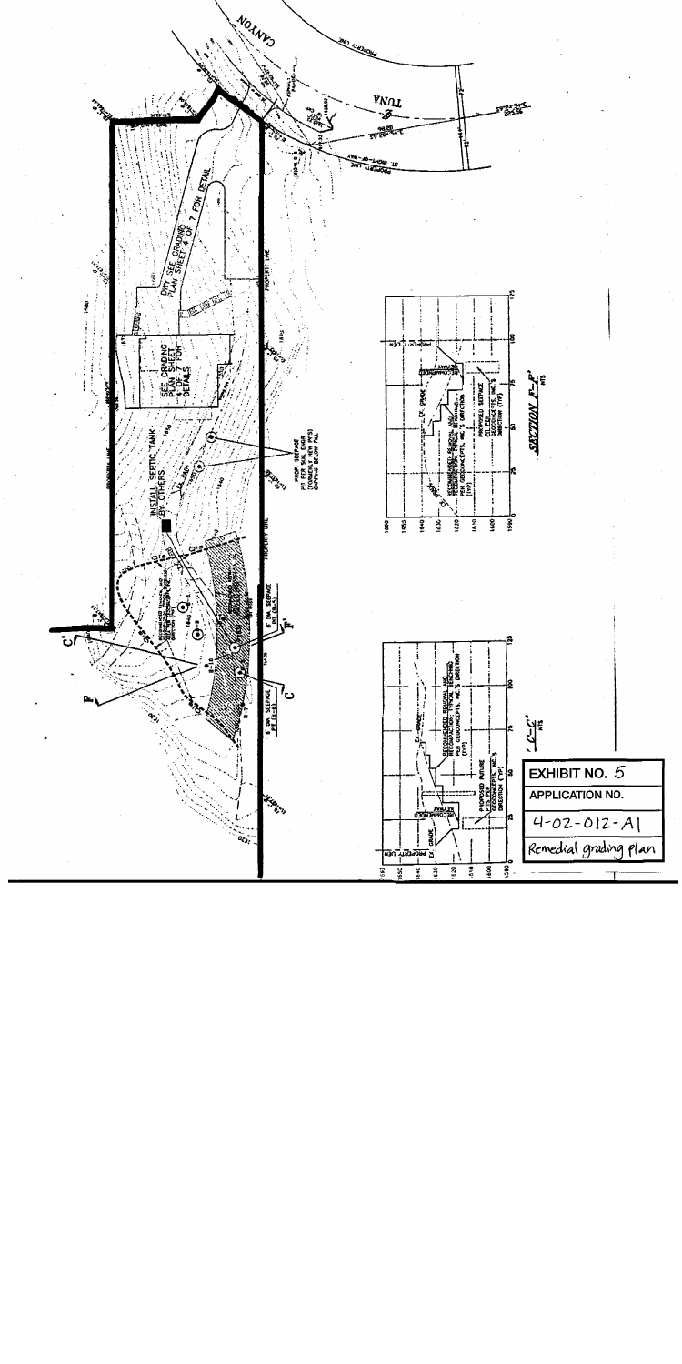EXHIBIT NO. 5

APPLICATION NO.

4-02-012-A1

Remedial grading plan

SECTION F-F'

NTS

'C-C'

NTS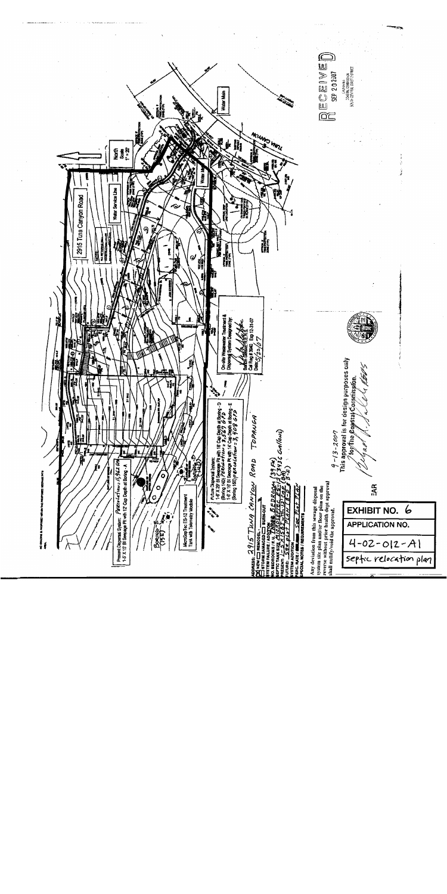2915 Tuna Canyon Road

North
Scale
1" = 20'

Water Service Line

Water Main

Water Main

TUNA CANYON

NOTE:

Present Disposal System: PERCOLATION = 11,962 GPD
1-8' X 16' BI Seepage Pit with 12' Cap Depth at Boring - A

MicroSepTec ES-12 Treatment Tank with Telemetry Module

Future Disposal System:
1-8' X 28' BI Seepage Pit with 16' Cap Depth at Boring - D
(Boring 40') PERCOLATION = 3,567 GPD
1-6' X 16' BI Seepage Pit with 14' Cap Depth at Boring - E
(Boring 105') PERCOLATION = 3,408 GPD

On-site Wastewater Treatment & Disposal System Designed by:
Burton Gerber REHS
Cal Reg # 5940 Exp 12-31-07
Date: 5/24/07

ADDRESS: 2915 TUNA CANYON ROAD TOPANGA
☒ NEW ☐ REMODEL ☐ BURN-OUT
☐ STORM DAMAGED ☐ SYSTEM FAILURE / ADDITION
NO. BEDROOMS / F.U. THREE BEDROOM (39 FU)
SEPTIC TANK SIZE: MICROSEPTEC ES-12 (3436 Gallons)
PRESENT: 1-8' X 16' BI (12' CAP) (8'-A)
FUTURE: SEE PLOT PLAN (8'-D) (8'-E)
SYSTEM ADDITION:
PERC. RATE: SEE PLOT PLAN
SPECIAL NOTES / REQUIREMENTS

Any deviation from this sewage disposal system site plan and/or floor plan on the reverse without prior health dept approval shall nullify/void the approval.

9-13-2007
This approval is for design purposes only for the Coastal Commission.

EAR

RECEIVED
SEP 20 2007
CALIFORNIA
COASTAL COMMISSION
SOUTH CENTRAL COAST DISTRICT

| |
|---|
| EXHIBIT NO. 6 |
| APPLICATION NO. |
| 4-02-012-A1 |
| Septic relocation plan |